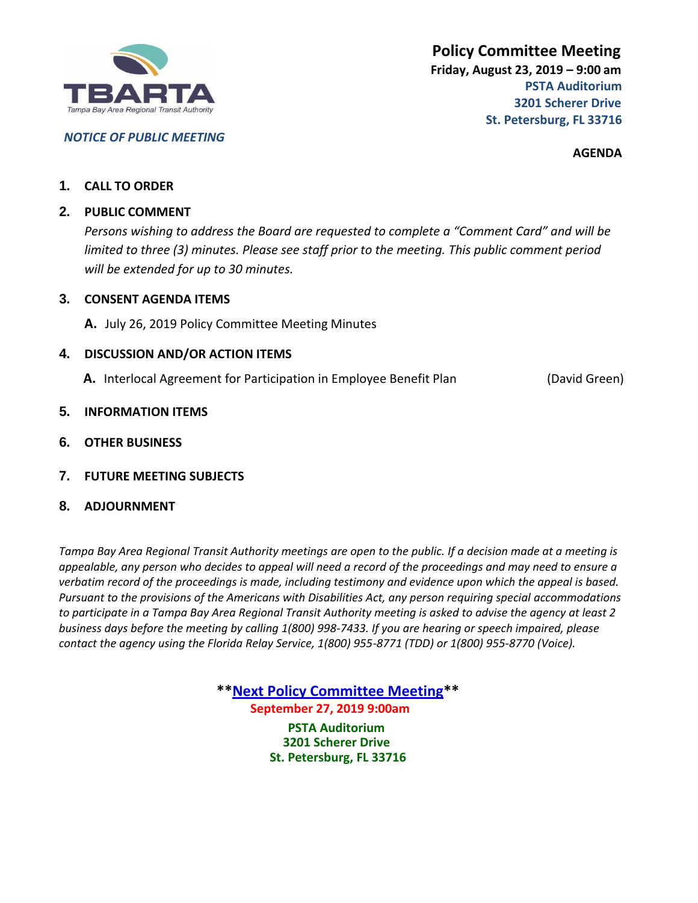TBARTA
Tampa Bay Area Regional Transit Authority

*NOTICE OF PUBLIC MEETING*

# Policy Committee Meeting

**Friday, August 23, 2019 – 9:00 am**
**PSTA Auditorium**
**3201 Scherer Drive**
**St. Petersburg, FL 33716**

**AGENDA**

1. **CALL TO ORDER**

2. **PUBLIC COMMENT**

   *Persons wishing to address the Board are requested to complete a "Comment Card" and will be limited to three (3) minutes. Please see staff prior to the meeting. This public comment period will be extended for up to 30 minutes.*

3. **CONSENT AGENDA ITEMS**

   **A.** July 26, 2019 Policy Committee Meeting Minutes

4. **DISCUSSION AND/OR ACTION ITEMS**

   **A.** Interlocal Agreement for Participation in Employee Benefit Plan (David Green)

5. **INFORMATION ITEMS**

6. **OTHER BUSINESS**

7. **FUTURE MEETING SUBJECTS**

8. **ADJOURNMENT**

*Tampa Bay Area Regional Transit Authority meetings are open to the public. If a decision made at a meeting is appealable, any person who decides to appeal will need a record of the proceedings and may need to ensure a verbatim record of the proceedings is made, including testimony and evidence upon which the appeal is based. Pursuant to the provisions of the Americans with Disabilities Act, any person requiring special accommodations to participate in a Tampa Bay Area Regional Transit Authority meeting is asked to advise the agency at least 2 business days before the meeting by calling 1(800) 998-7433. If you are hearing or speech impaired, please contact the agency using the Florida Relay Service, 1(800) 955-8771 (TDD) or 1(800) 955-8770 (Voice).*

****Next Policy Committee Meeting****

**September 27, 2019 9:00am**

**PSTA Auditorium**
**3201 Scherer Drive**
**St. Petersburg, FL 33716**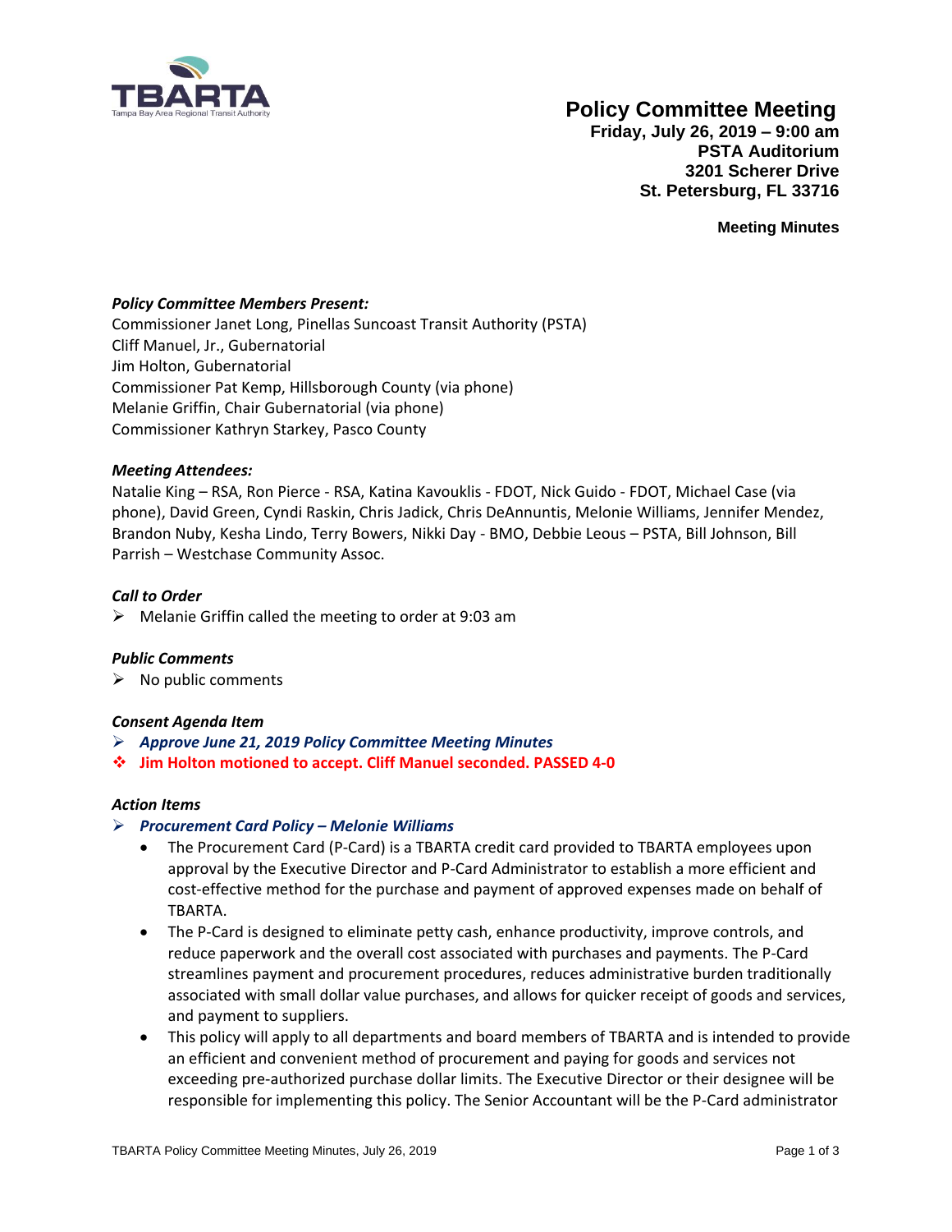# Policy Committee Meeting

**Friday, July 26, 2019 – 9:00 am**
**PSTA Auditorium**
**3201 Scherer Drive**
**St. Petersburg, FL 33716**

**Meeting Minutes**

***Policy Committee Members Present:***

Commissioner Janet Long, Pinellas Suncoast Transit Authority (PSTA)
Cliff Manuel, Jr., Gubernatorial
Jim Holton, Gubernatorial
Commissioner Pat Kemp, Hillsborough County (via phone)
Melanie Griffin, Chair Gubernatorial (via phone)
Commissioner Kathryn Starkey, Pasco County

***Meeting Attendees:***

Natalie King – RSA, Ron Pierce - RSA, Katina Kavouklis - FDOT, Nick Guido - FDOT, Michael Case (via phone), David Green, Cyndi Raskin, Chris Jadick, Chris DeAnnuntis, Melonie Williams, Jennifer Mendez, Brandon Nuby, Kesha Lindo, Terry Bowers, Nikki Day - BMO, Debbie Leous – PSTA, Bill Johnson, Bill Parrish – Westchase Community Assoc.

***Call to Order***

- Melanie Griffin called the meeting to order at 9:03 am

***Public Comments***

- No public comments

***Consent Agenda Item***

- ***Approve June 21, 2019 Policy Committee Meeting Minutes***
- **Jim Holton motioned to accept. Cliff Manuel seconded. PASSED 4-0**

***Action Items***

- ***Procurement Card Policy – Melonie Williams***
  - The Procurement Card (P-Card) is a TBARTA credit card provided to TBARTA employees upon approval by the Executive Director and P-Card Administrator to establish a more efficient and cost-effective method for the purchase and payment of approved expenses made on behalf of TBARTA.
  - The P-Card is designed to eliminate petty cash, enhance productivity, improve controls, and reduce paperwork and the overall cost associated with purchases and payments. The P-Card streamlines payment and procurement procedures, reduces administrative burden traditionally associated with small dollar value purchases, and allows for quicker receipt of goods and services, and payment to suppliers.
  - This policy will apply to all departments and board members of TBARTA and is intended to provide an efficient and convenient method of procurement and paying for goods and services not exceeding pre-authorized purchase dollar limits. The Executive Director or their designee will be responsible for implementing this policy. The Senior Accountant will be the P-Card administrator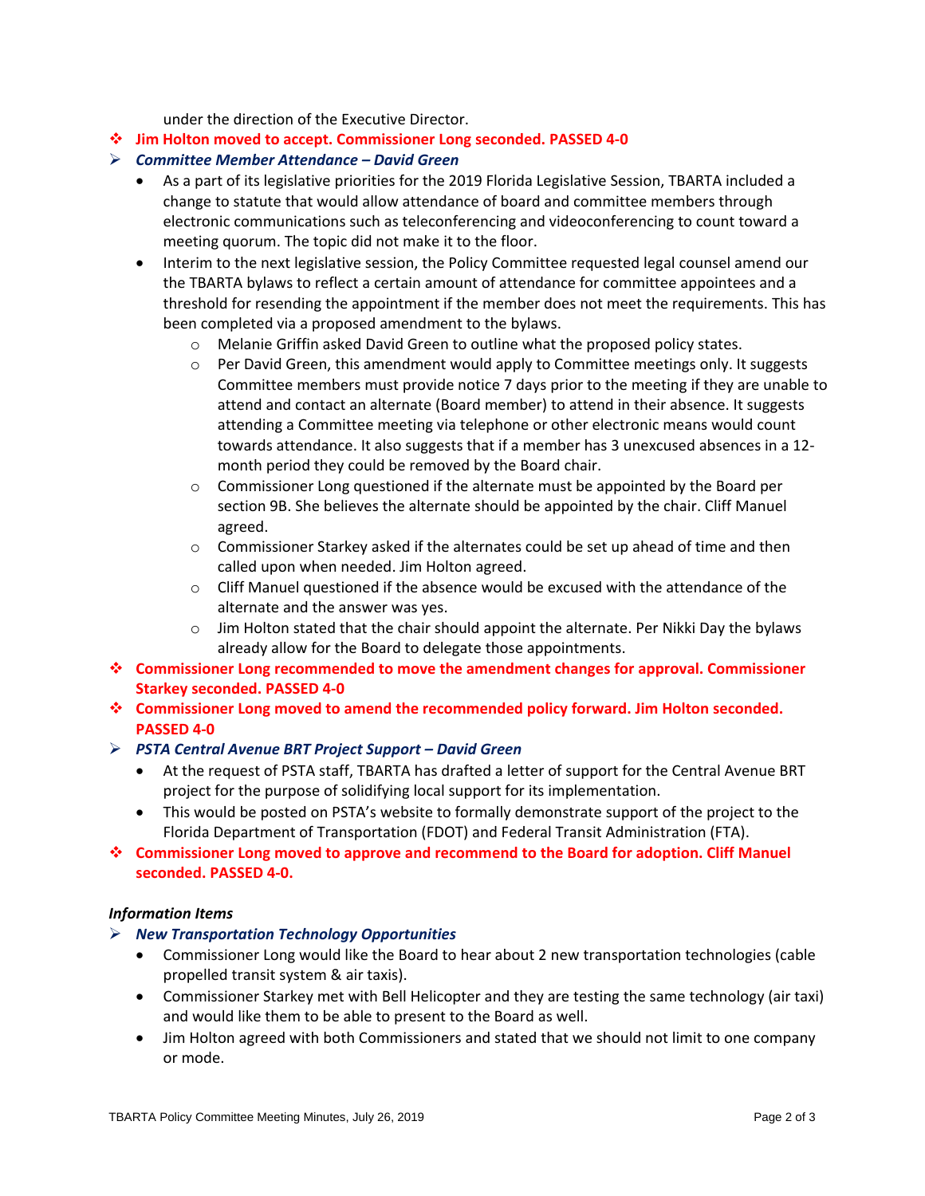under the direction of the Executive Director.

- **Jim Holton moved to accept. Commissioner Long seconded. PASSED 4-0**

- ***Committee Member Attendance – David Green***
  - As a part of its legislative priorities for the 2019 Florida Legislative Session, TBARTA included a change to statute that would allow attendance of board and committee members through electronic communications such as teleconferencing and videoconferencing to count toward a meeting quorum. The topic did not make it to the floor.
  - Interim to the next legislative session, the Policy Committee requested legal counsel amend our the TBARTA bylaws to reflect a certain amount of attendance for committee appointees and a threshold for resending the appointment if the member does not meet the requirements. This has been completed via a proposed amendment to the bylaws.
    - Melanie Griffin asked David Green to outline what the proposed policy states.
    - Per David Green, this amendment would apply to Committee meetings only. It suggests Committee members must provide notice 7 days prior to the meeting if they are unable to attend and contact an alternate (Board member) to attend in their absence. It suggests attending a Committee meeting via telephone or other electronic means would count towards attendance. It also suggests that if a member has 3 unexcused absences in a 12-month period they could be removed by the Board chair.
    - Commissioner Long questioned if the alternate must be appointed by the Board per section 9B. She believes the alternate should be appointed by the chair. Cliff Manuel agreed.
    - Commissioner Starkey asked if the alternates could be set up ahead of time and then called upon when needed. Jim Holton agreed.
    - Cliff Manuel questioned if the absence would be excused with the attendance of the alternate and the answer was yes.
    - Jim Holton stated that the chair should appoint the alternate. Per Nikki Day the bylaws already allow for the Board to delegate those appointments.

- **Commissioner Long recommended to move the amendment changes for approval. Commissioner Starkey seconded. PASSED 4-0**
- **Commissioner Long moved to amend the recommended policy forward. Jim Holton seconded. PASSED 4-0**

- ***PSTA Central Avenue BRT Project Support – David Green***
  - At the request of PSTA staff, TBARTA has drafted a letter of support for the Central Avenue BRT project for the purpose of solidifying local support for its implementation.
  - This would be posted on PSTA's website to formally demonstrate support of the project to the Florida Department of Transportation (FDOT) and Federal Transit Administration (FTA).

- **Commissioner Long moved to approve and recommend to the Board for adoption. Cliff Manuel seconded. PASSED 4-0.**

***Information Items***

- ***New Transportation Technology Opportunities***
  - Commissioner Long would like the Board to hear about 2 new transportation technologies (cable propelled transit system & air taxis).
  - Commissioner Starkey met with Bell Helicopter and they are testing the same technology (air taxi) and would like them to be able to present to the Board as well.
  - Jim Holton agreed with both Commissioners and stated that we should not limit to one company or mode.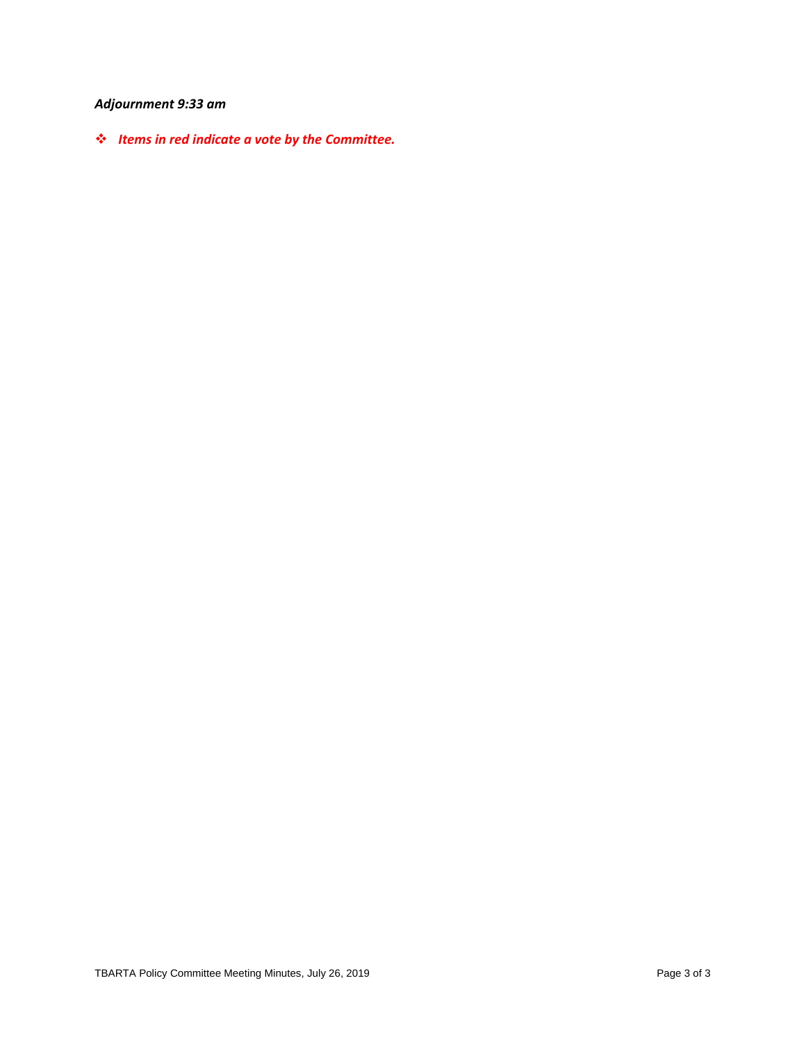***Adjournment 9:33 am***

- ***Items in red indicate a vote by the Committee.***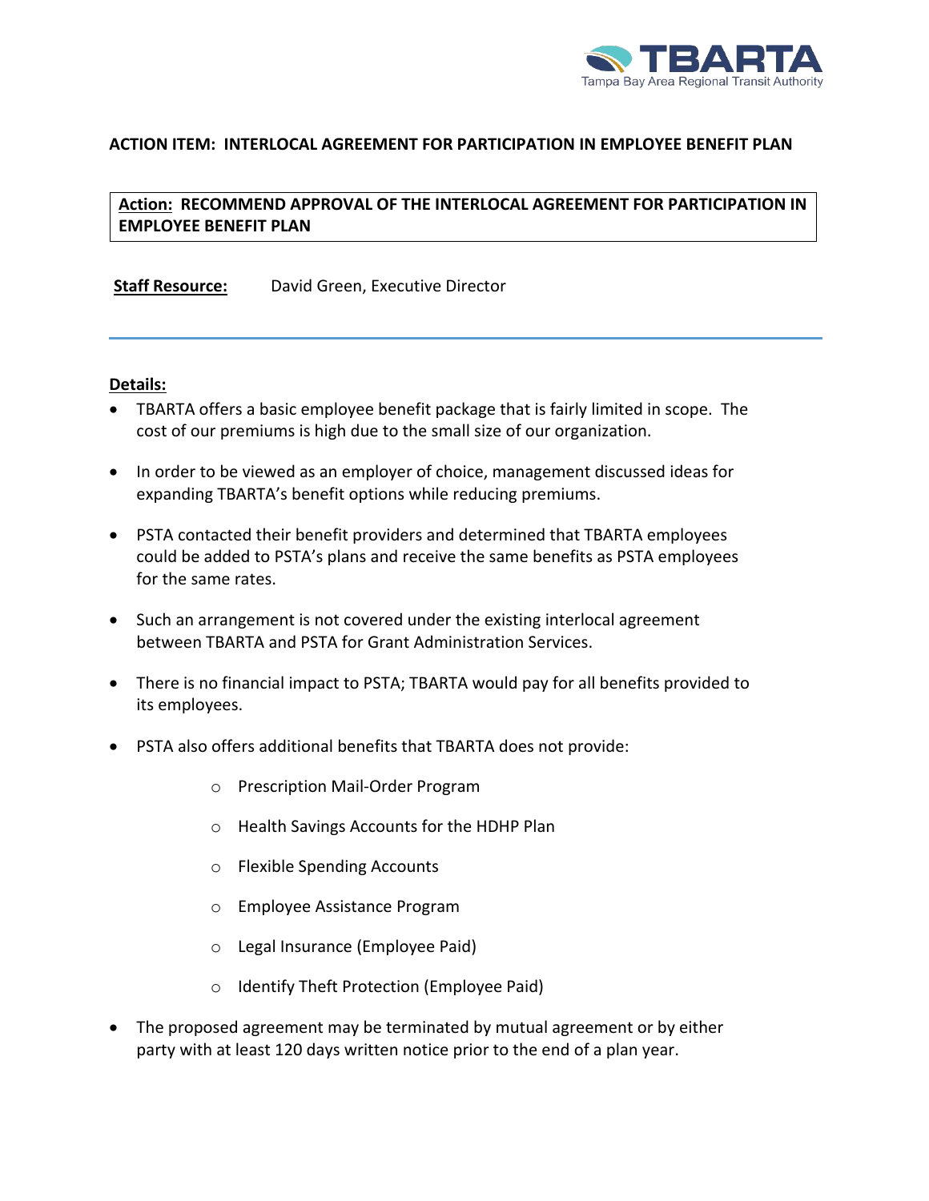## ACTION ITEM: INTERLOCAL AGREEMENT FOR PARTICIPATION IN EMPLOYEE BENEFIT PLAN

**Action: RECOMMEND APPROVAL OF THE INTERLOCAL AGREEMENT FOR PARTICIPATION IN EMPLOYEE BENEFIT PLAN**

**Staff Resource:** David Green, Executive Director

---

**Details:**

- TBARTA offers a basic employee benefit package that is fairly limited in scope. The cost of our premiums is high due to the small size of our organization.
- In order to be viewed as an employer of choice, management discussed ideas for expanding TBARTA's benefit options while reducing premiums.
- PSTA contacted their benefit providers and determined that TBARTA employees could be added to PSTA's plans and receive the same benefits as PSTA employees for the same rates.
- Such an arrangement is not covered under the existing interlocal agreement between TBARTA and PSTA for Grant Administration Services.
- There is no financial impact to PSTA; TBARTA would pay for all benefits provided to its employees.
- PSTA also offers additional benefits that TBARTA does not provide:
  - Prescription Mail-Order Program
  - Health Savings Accounts for the HDHP Plan
  - Flexible Spending Accounts
  - Employee Assistance Program
  - Legal Insurance (Employee Paid)
  - Identify Theft Protection (Employee Paid)
- The proposed agreement may be terminated by mutual agreement or by either party with at least 120 days written notice prior to the end of a plan year.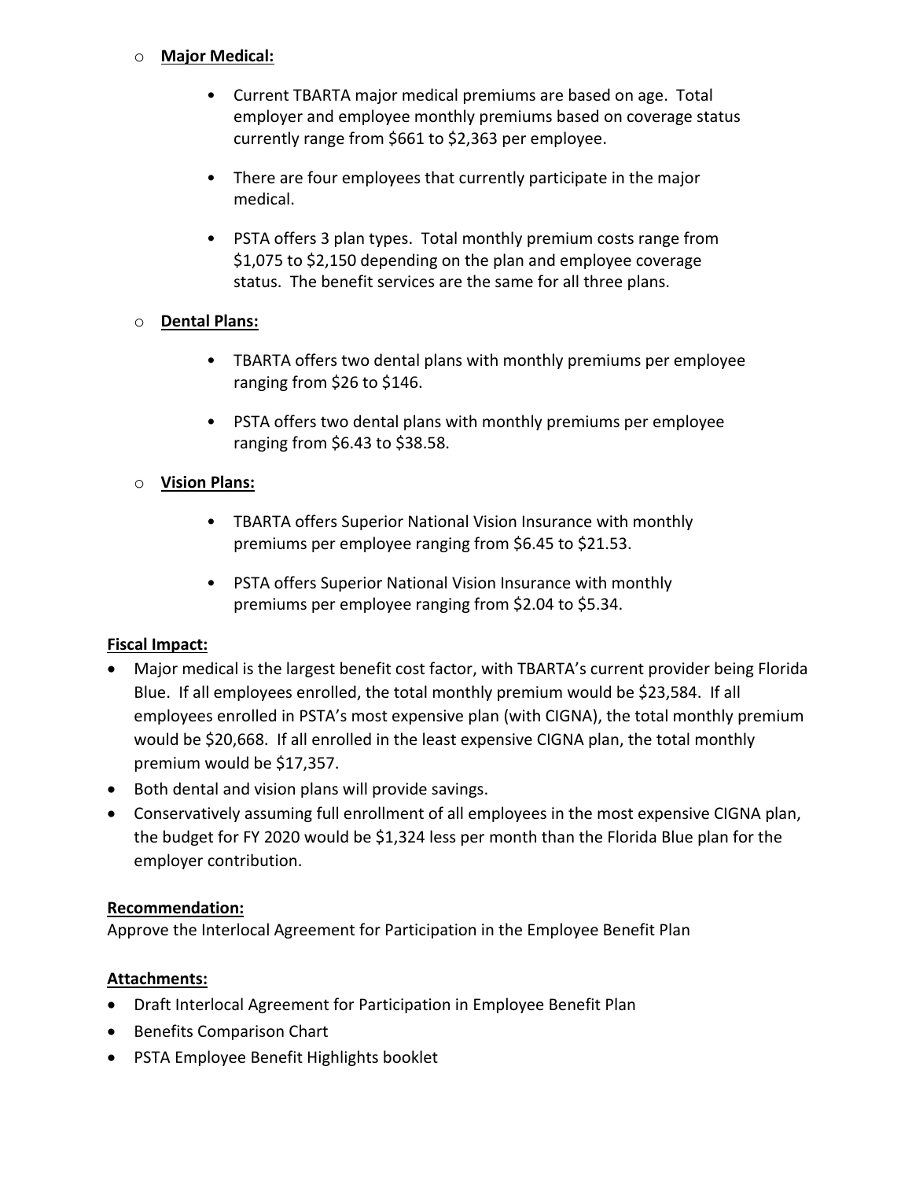- **Major Medical:**
  - Current TBARTA major medical premiums are based on age. Total employer and employee monthly premiums based on coverage status currently range from $661 to $2,363 per employee.
  - There are four employees that currently participate in the major medical.
  - PSTA offers 3 plan types. Total monthly premium costs range from $1,075 to $2,150 depending on the plan and employee coverage status. The benefit services are the same for all three plans.
- **Dental Plans:**
  - TBARTA offers two dental plans with monthly premiums per employee ranging from $26 to $146.
  - PSTA offers two dental plans with monthly premiums per employee ranging from $6.43 to $38.58.
- **Vision Plans:**
  - TBARTA offers Superior National Vision Insurance with monthly premiums per employee ranging from $6.45 to $21.53.
  - PSTA offers Superior National Vision Insurance with monthly premiums per employee ranging from $2.04 to $5.34.

**Fiscal Impact:**

- Major medical is the largest benefit cost factor, with TBARTA's current provider being Florida Blue. If all employees enrolled, the total monthly premium would be $23,584. If all employees enrolled in PSTA's most expensive plan (with CIGNA), the total monthly premium would be $20,668. If all enrolled in the least expensive CIGNA plan, the total monthly premium would be $17,357.
- Both dental and vision plans will provide savings.
- Conservatively assuming full enrollment of all employees in the most expensive CIGNA plan, the budget for FY 2020 would be $1,324 less per month than the Florida Blue plan for the employer contribution.

**Recommendation:**

Approve the Interlocal Agreement for Participation in the Employee Benefit Plan

**Attachments:**

- Draft Interlocal Agreement for Participation in Employee Benefit Plan
- Benefits Comparison Chart
- PSTA Employee Benefit Highlights booklet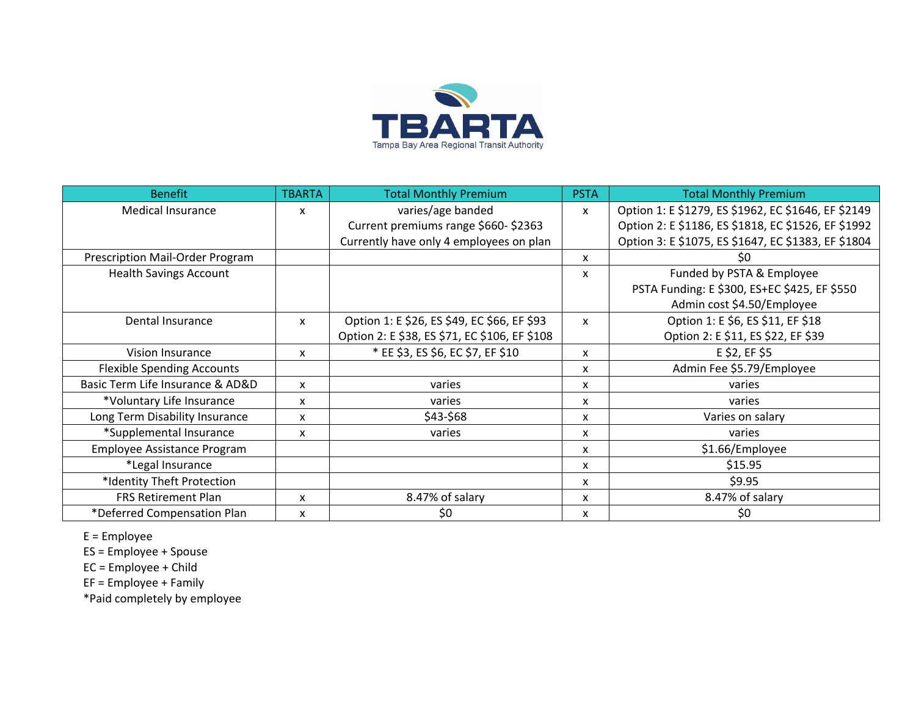TBARTA

Tampa Bay Area Regional Transit Authority

| Benefit | TBARTA | Total Monthly Premium | PSTA | Total Monthly Premium |
|---|---|---|---|---|
| Medical Insurance | x | varies/age banded<br>Current premiums range $660- $2363<br>Currently have only 4 employees on plan | x | Option 1: E $1279, ES $1962, EC $1646, EF $2149<br>Option 2: E $1186, ES $1818, EC $1526, EF $1992<br>Option 3: E $1075, ES $1647, EC $1383, EF $1804 |
| Prescription Mail-Order Program | | | x | $0 |
| Health Savings Account | | | x | Funded by PSTA & Employee<br>PSTA Funding: E $300, ES+EC $425, EF $550<br>Admin cost $4.50/Employee |
| Dental Insurance | x | Option 1: E $26, ES $49, EC $66, EF $93<br>Option 2: E $38, ES $71, EC $106, EF $108 | x | Option 1: E $6, ES $11, EF $18<br>Option 2: E $11, ES $22, EF $39 |
| Vision Insurance | x | * EE $3, ES $6, EC $7, EF $10 | x | E $2, EF $5 |
| Flexible Spending Accounts | | | x | Admin Fee $5.79/Employee |
| Basic Term Life Insurance & AD&D | x | varies | x | varies |
| *Voluntary Life Insurance | x | varies | x | varies |
| Long Term Disability Insurance | x | $43-$68 | x | Varies on salary |
| *Supplemental Insurance | x | varies | x | varies |
| Employee Assistance Program | | | x | $1.66/Employee |
| *Legal Insurance | | | x | $15.95 |
| *Identity Theft Protection | | | x | $9.95 |
| FRS Retirement Plan | x | 8.47% of salary | x | 8.47% of salary |
| *Deferred Compensation Plan | x | $0 | x | $0 |

E = Employee  
ES = Employee + Spouse  
EC = Employee + Child  
EF = Employee + Family  
*Paid completely by employee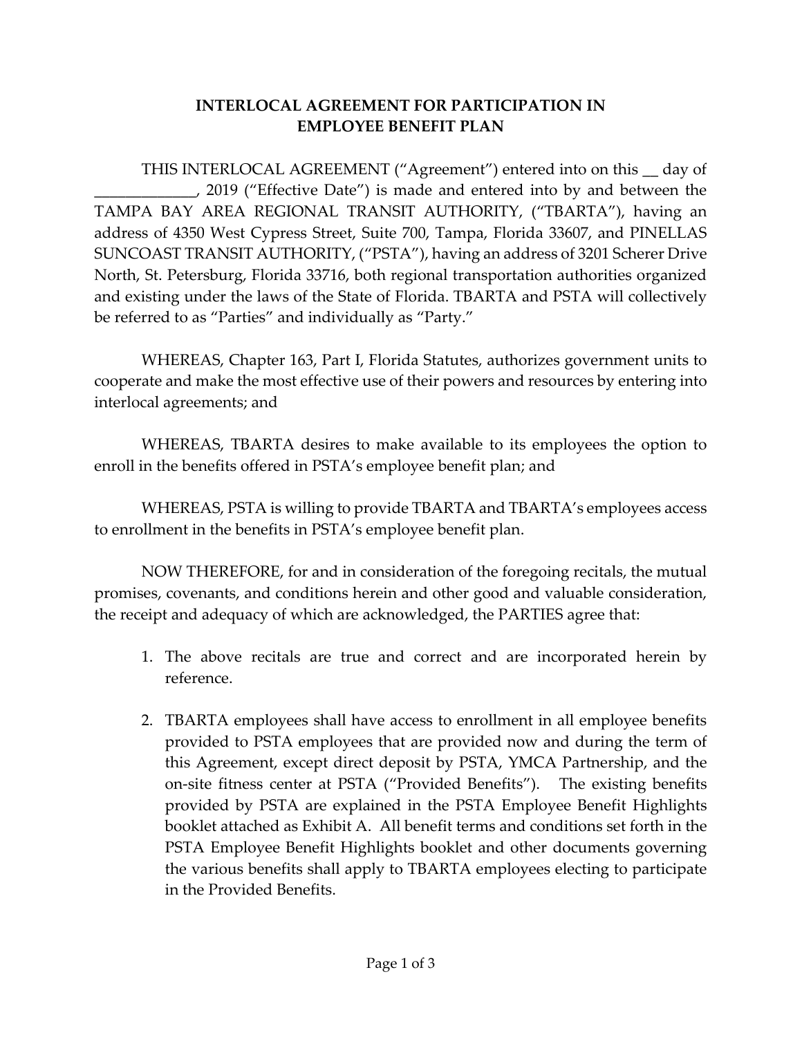**INTERLOCAL AGREEMENT FOR PARTICIPATION IN EMPLOYEE BENEFIT PLAN**

THIS INTERLOCAL AGREEMENT ("Agreement") entered into on this __ day of _____________, 2019 ("Effective Date") is made and entered into by and between the TAMPA BAY AREA REGIONAL TRANSIT AUTHORITY, ("TBARTA"), having an address of 4350 West Cypress Street, Suite 700, Tampa, Florida 33607, and PINELLAS SUNCOAST TRANSIT AUTHORITY, ("PSTA"), having an address of 3201 Scherer Drive North, St. Petersburg, Florida 33716, both regional transportation authorities organized and existing under the laws of the State of Florida. TBARTA and PSTA will collectively be referred to as "Parties" and individually as "Party."

WHEREAS, Chapter 163, Part I, Florida Statutes, authorizes government units to cooperate and make the most effective use of their powers and resources by entering into interlocal agreements; and

WHEREAS, TBARTA desires to make available to its employees the option to enroll in the benefits offered in PSTA's employee benefit plan; and

WHEREAS, PSTA is willing to provide TBARTA and TBARTA's employees access to enrollment in the benefits in PSTA's employee benefit plan.

NOW THEREFORE, for and in consideration of the foregoing recitals, the mutual promises, covenants, and conditions herein and other good and valuable consideration, the receipt and adequacy of which are acknowledged, the PARTIES agree that:

1. The above recitals are true and correct and are incorporated herein by reference.

2. TBARTA employees shall have access to enrollment in all employee benefits provided to PSTA employees that are provided now and during the term of this Agreement, except direct deposit by PSTA, YMCA Partnership, and the on-site fitness center at PSTA ("Provided Benefits"). The existing benefits provided by PSTA are explained in the PSTA Employee Benefit Highlights booklet attached as Exhibit A. All benefit terms and conditions set forth in the PSTA Employee Benefit Highlights booklet and other documents governing the various benefits shall apply to TBARTA employees electing to participate in the Provided Benefits.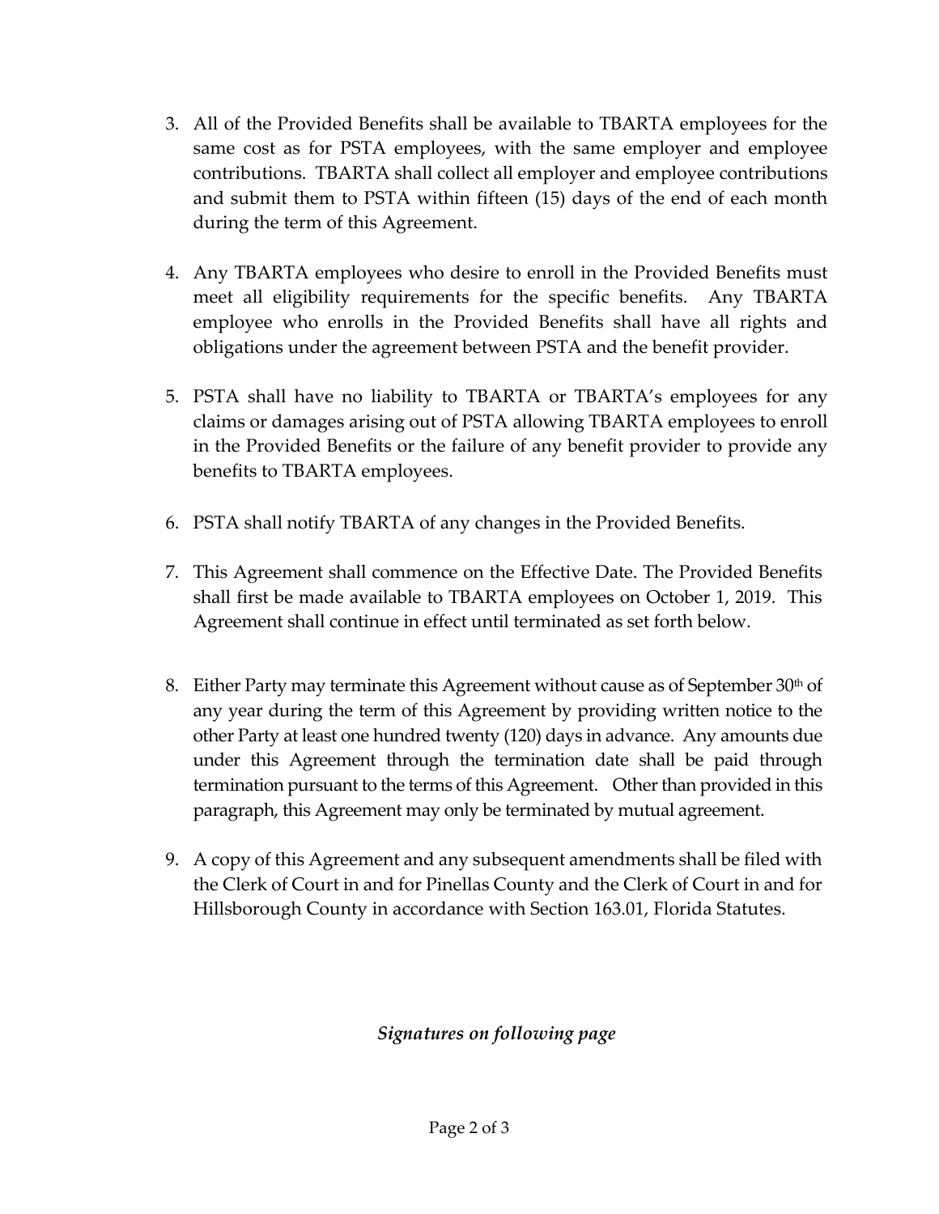3. All of the Provided Benefits shall be available to TBARTA employees for the same cost as for PSTA employees, with the same employer and employee contributions. TBARTA shall collect all employer and employee contributions and submit them to PSTA within fifteen (15) days of the end of each month during the term of this Agreement.

4. Any TBARTA employees who desire to enroll in the Provided Benefits must meet all eligibility requirements for the specific benefits. Any TBARTA employee who enrolls in the Provided Benefits shall have all rights and obligations under the agreement between PSTA and the benefit provider.

5. PSTA shall have no liability to TBARTA or TBARTA's employees for any claims or damages arising out of PSTA allowing TBARTA employees to enroll in the Provided Benefits or the failure of any benefit provider to provide any benefits to TBARTA employees.

6. PSTA shall notify TBARTA of any changes in the Provided Benefits.

7. This Agreement shall commence on the Effective Date. The Provided Benefits shall first be made available to TBARTA employees on October 1, 2019. This Agreement shall continue in effect until terminated as set forth below.

8. Either Party may terminate this Agreement without cause as of September 30th of any year during the term of this Agreement by providing written notice to the other Party at least one hundred twenty (120) days in advance. Any amounts due under this Agreement through the termination date shall be paid through termination pursuant to the terms of this Agreement. Other than provided in this paragraph, this Agreement may only be terminated by mutual agreement.

9. A copy of this Agreement and any subsequent amendments shall be filed with the Clerk of Court in and for Pinellas County and the Clerk of Court in and for Hillsborough County in accordance with Section 163.01, Florida Statutes.

*Signatures on following page*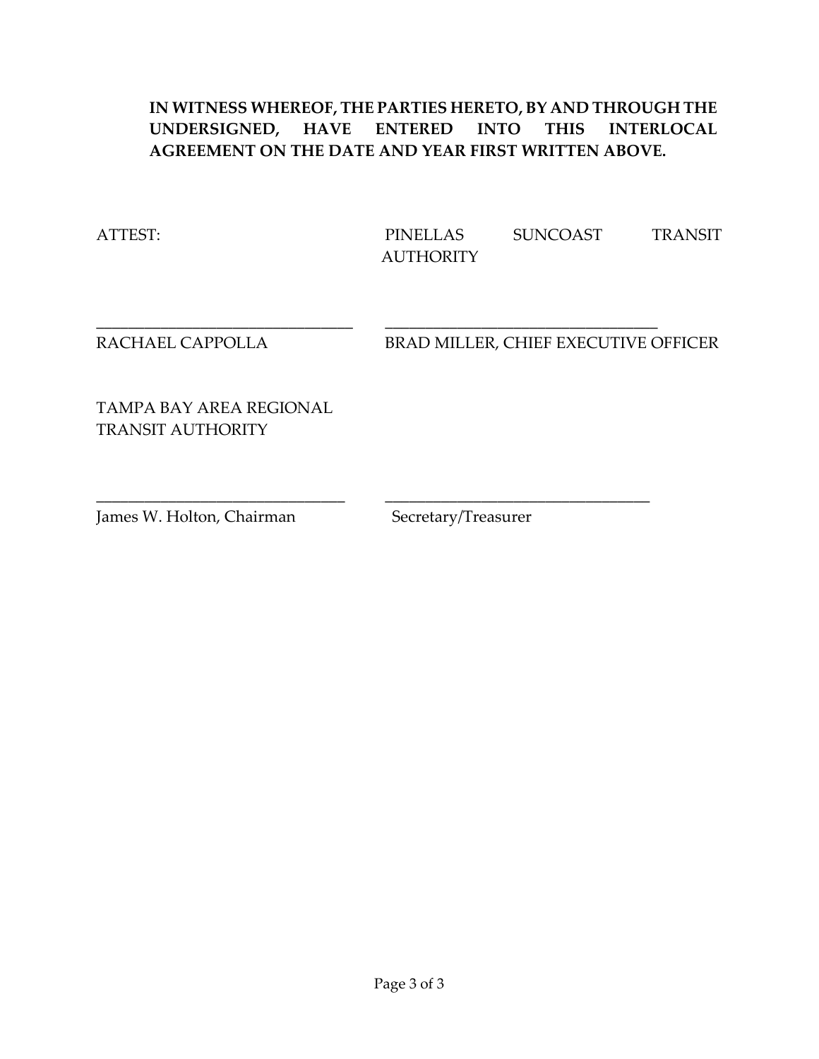**IN WITNESS WHEREOF, THE PARTIES HERETO, BY AND THROUGH THE UNDERSIGNED, HAVE ENTERED INTO THIS INTERLOCAL AGREEMENT ON THE DATE AND YEAR FIRST WRITTEN ABOVE.**

| | |
|---|---|
| ATTEST: | PINELLAS SUNCOAST TRANSIT AUTHORITY |
| ________________________________ | ________________________________ |
| RACHAEL CAPPOLLA | BRAD MILLER, CHIEF EXECUTIVE OFFICER |

TAMPA BAY AREA REGIONAL TRANSIT AUTHORITY

| | |
|---|---|
| ________________________________ | ________________________________ |
| James W. Holton, Chairman | Secretary/Treasurer |